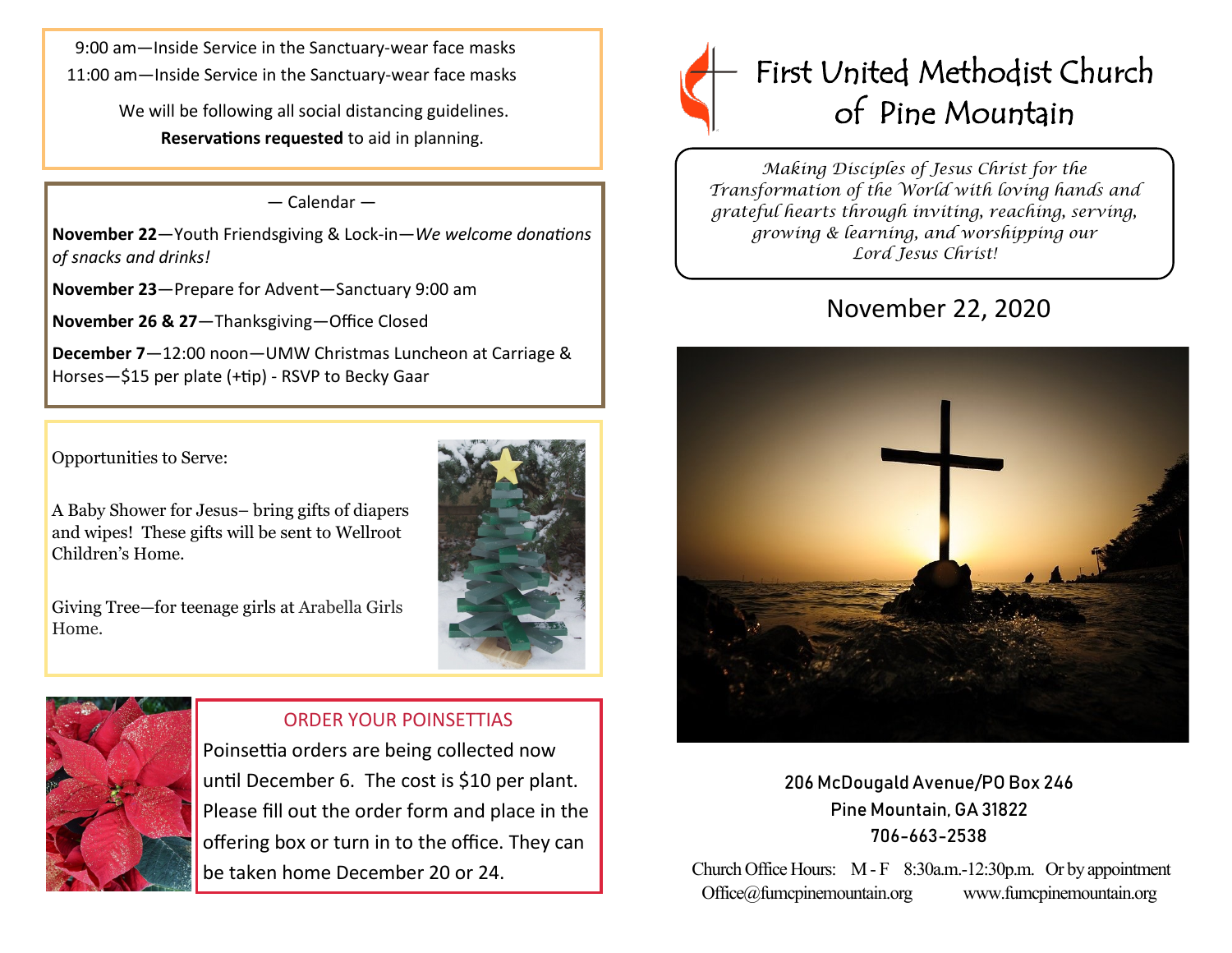9:00 am—Inside Service in the Sanctuary-wear face masks

11:00 am—Inside Service in the Sanctuary-wear face masks

We will be following all social distancing guidelines.

**Reservations requested** to aid in planning.

— Calendar —

**November 22**—Youth Friendsgiving & Lock-in—*We welcome donations of snacks and drinks!*

**November 23**—Prepare for Advent—Sanctuary 9:00 am

**November 26 & 27**—Thanksgiving—Office Closed

**December 7**—12:00 noon—UMW Christmas Luncheon at Carriage & Horses—$15 per plate (+tip) - RSVP to Becky Gaar

Opportunities to Serve:

A Baby Shower for Jesus– bring gifts of diapers and wipes! These gifts will be sent to Wellroot Children's Home.

Giving Tree—for teenage girls at Arabella Girls Home.

## ORDER YOUR POINSETTIAS

Poinsettia orders are being collected now until December 6. The cost is $10 per plant. Please fill out the order form and place in the offering box or turn in to the office. They can be taken home December 20 or 24.

# First United Methodist Church of Pine Mountain

*Making Disciples of Jesus Christ for the Transformation of the World with loving hands and grateful hearts through inviting, reaching, serving, growing & learning, and worshipping our Lord Jesus Christ!*

## November 22, 2020

206 McDougald Avenue/PO Box 246

Pine Mountain, GA 31822

706-663-2538

Church Office Hours: M - F 8:30a.m.-12:30p.m. Or by appointment

Office@fumcpinemountain.org www.fumcpinemountain.org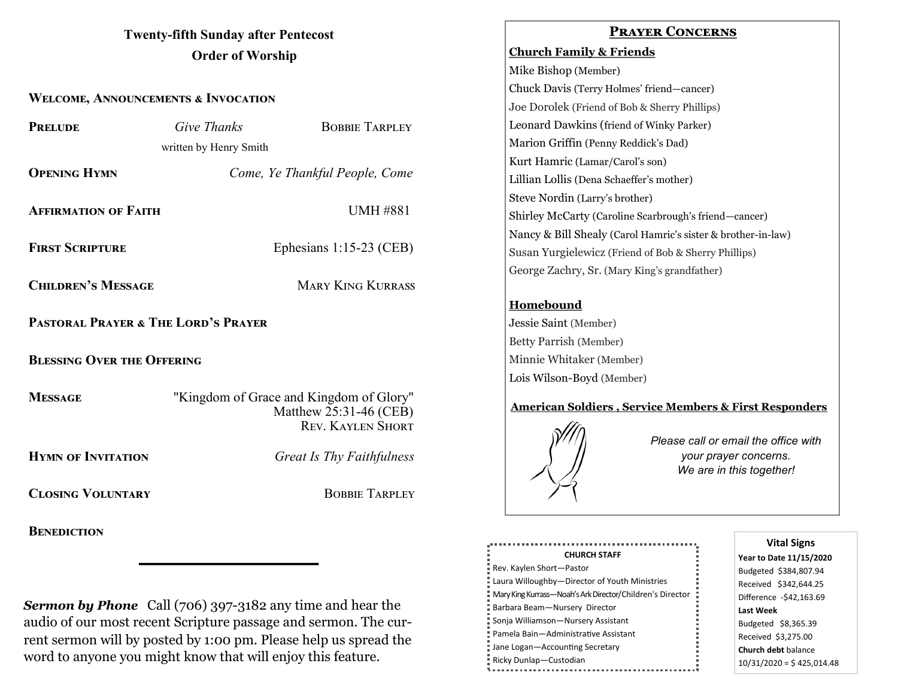## Twenty-fifth Sunday after Pentecost
## Order of Worship

**WELCOME, ANNOUNCEMENTS & INVOCATION**

**PRELUDE** *Give Thanks* BOBBIE TARPLEY
written by Henry Smith

**OPENING HYMN** *Come, Ye Thankful People, Come*

**AFFIRMATION OF FAITH** UMH #881

**FIRST SCRIPTURE** Ephesians 1:15-23 (CEB)

**CHILDREN'S MESSAGE** MARY KING KURRASS

**PASTORAL PRAYER & THE LORD'S PRAYER**

**BLESSING OVER THE OFFERING**

**MESSAGE** "Kingdom of Grace and Kingdom of Glory"
Matthew 25:31-46 (CEB)
REV. KAYLEN SHORT

**HYMN OF INVITATION** *Great Is Thy Faithfulness*

**CLOSING VOLUNTARY** BOBBIE TARPLEY

**BENEDICTION**

---

***Sermon by Phone*** Call (706) 397-3182 any time and hear the audio of our most recent Scripture passage and sermon. The current sermon will by posted by 1:00 pm. Please help us spread the word to anyone you might know that will enjoy this feature.

## PRAYER CONCERNS

**Church Family & Friends**

Mike Bishop (Member)
Chuck Davis (Terry Holmes' friend—cancer)
Joe Dorolek (Friend of Bob & Sherry Phillips)
Leonard Dawkins (friend of Winky Parker)
Marion Griffin (Penny Reddick's Dad)
Kurt Hamric (Lamar/Carol's son)
Lillian Lollis (Dena Schaeffer's mother)
Steve Nordin (Larry's brother)
Shirley McCarty (Caroline Scarbrough's friend—cancer)
Nancy & Bill Shealy (Carol Hamric's sister & brother-in-law)
Susan Yurgielewicz (Friend of Bob & Sherry Phillips)
George Zachry, Sr. (Mary King's grandfather)

**Homebound**

Jessie Saint (Member)
Betty Parrish (Member)
Minnie Whitaker (Member)
Lois Wilson-Boyd (Member)

**American Soldiers , Service Members & First Responders**

*Please call or email the office with your prayer concerns. We are in this together!*

**CHURCH STAFF**

Rev. Kaylen Short—Pastor
Laura Willoughby—Director of Youth Ministries
Mary King Kurrass—Noah's Ark Director/Children's Director
Barbara Beam—Nursery Director
Sonja Williamson—Nursery Assistant
Pamela Bain—Administrative Assistant
Jane Logan—Accounting Secretary
Ricky Dunlap—Custodian

**Vital Signs**

**Year to Date 11/15/2020**
Budgeted $384,807.94
Received $342,644.25
Difference -$42,163.69
**Last Week**
Budgeted $8,365.39
Received $3,275.00
**Church debt** balance
10/31/2020 = $ 425,014.48